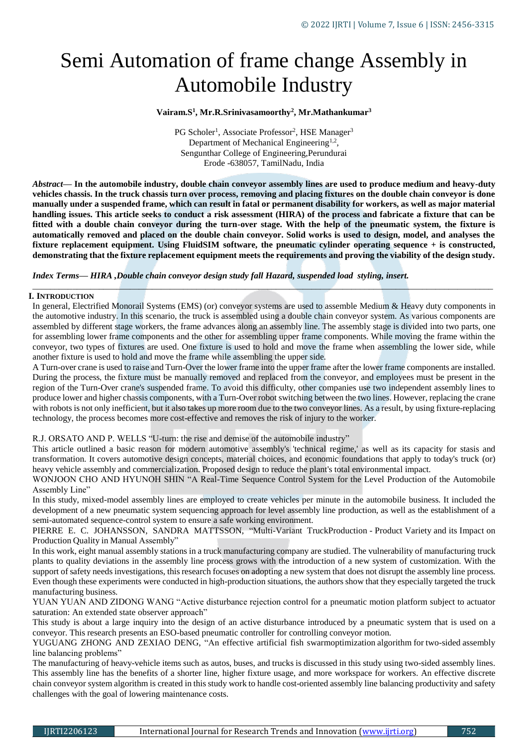# Semi Automation of frame change Assembly in Automobile Industry

**Vairam.S[1], Mr.R.Srinivasamoorthy[2], Mr.Mathankumar[3]**

PG Scholer[1], Associate Professor[2], HSE Manager[3]
Department of Mechanical Engineering[1,2],
Sengunthar College of Engineering,Perundurai
Erode -638057, TamilNadu, India

***Abstract*— In the automobile industry, double chain conveyor assembly lines are used to produce medium and heavy-duty vehicles chassis. In the truck chassis turn over process, removing and placing fixtures on the double chain conveyor is done manually under a suspended frame, which can result in fatal or permanent disability for workers, as well as major material handling issues. This article seeks to conduct a risk assessment (HIRA) of the process and fabricate a fixture that can be fitted with a double chain conveyor during the turn-over stage. With the help of the pneumatic system, the fixture is automatically removed and placed on the double chain conveyor. Solid works is used to design, model, and analyses the fixture replacement equipment. Using FluidSIM software, the pneumatic cylinder operating sequence + is constructed, demonstrating that the fixture replacement equipment meets the requirements and proving the viability of the design study.**

***Index Terms— HIRA ,Double chain conveyor design study fall Hazard, suspended load styling, insert.***

## I. INTRODUCTION

In general, Electrified Monorail Systems (EMS) (or) conveyor systems are used to assemble Medium & Heavy duty components in the automotive industry. In this scenario, the truck is assembled using a double chain conveyor system. As various components are assembled by different stage workers, the frame advances along an assembly line. The assembly stage is divided into two parts, one for assembling lower frame components and the other for assembling upper frame components. While moving the frame within the conveyor, two types of fixtures are used. One fixture is used to hold and move the frame when assembling the lower side, while another fixture is used to hold and move the frame while assembling the upper side.

A Turn-over crane is used to raise and Turn-Over the lower frame into the upper frame after the lower frame components are installed. During the process, the fixture must be manually removed and replaced from the conveyor, and employees must be present in the region of the Turn-Over crane's suspended frame. To avoid this difficulty, other companies use two independent assembly lines to produce lower and higher chassis components, with a Turn-Over robot switching between the two lines. However, replacing the crane with robots is not only inefficient, but it also takes up more room due to the two conveyor lines. As a result, by using fixture-replacing technology, the process becomes more cost-effective and removes the risk of injury to the worker.

R.J. ORSATO AND P. WELLS "U-turn: the rise and demise of the automobile industry"

This article outlined a basic reason for modern automotive assembly's 'technical regime,' as well as its capacity for stasis and transformation. It covers automotive design concepts, material choices, and economic foundations that apply to today's truck (or) heavy vehicle assembly and commercialization. Proposed design to reduce the plant's total environmental impact.

WONJOON CHO AND HYUNOH SHIN "A Real-Time Sequence Control System for the Level Production of the Automobile Assembly Line"

In this study, mixed-model assembly lines are employed to create vehicles per minute in the automobile business. It included the development of a new pneumatic system sequencing approach for level assembly line production, as well as the establishment of a semi-automated sequence-control system to ensure a safe working environment.

PIERRE E. C. JOHANSSON, SANDRA MATTSSON, "Multi-Variant TruckProduction - Product Variety and its Impact on Production Quality in Manual Assembly"

In this work, eight manual assembly stations in a truck manufacturing company are studied. The vulnerability of manufacturing truck plants to quality deviations in the assembly line process grows with the introduction of a new system of customization. With the support of safety needs investigations, this research focuses on adopting a new system that does not disrupt the assembly line process. Even though these experiments were conducted in high-production situations, the authors show that they especially targeted the truck manufacturing business.

YUAN YUAN AND ZIDONG WANG "Active disturbance rejection control for a pneumatic motion platform subject to actuator saturation: An extended state observer approach"

This study is about a large inquiry into the design of an active disturbance introduced by a pneumatic system that is used on a conveyor. This research presents an ESO-based pneumatic controller for controlling conveyor motion.

YUGUANG ZHONG AND ZEXIAO DENG, "An effective artificial fish swarmoptimization algorithm for two-sided assembly line balancing problems"

The manufacturing of heavy-vehicle items such as autos, buses, and trucks is discussed in this study using two-sided assembly lines. This assembly line has the benefits of a shorter line, higher fixture usage, and more workspace for workers. An effective discrete chain conveyor system algorithm is created in this study work to handle cost-oriented assembly line balancing productivity and safety challenges with the goal of lowering maintenance costs.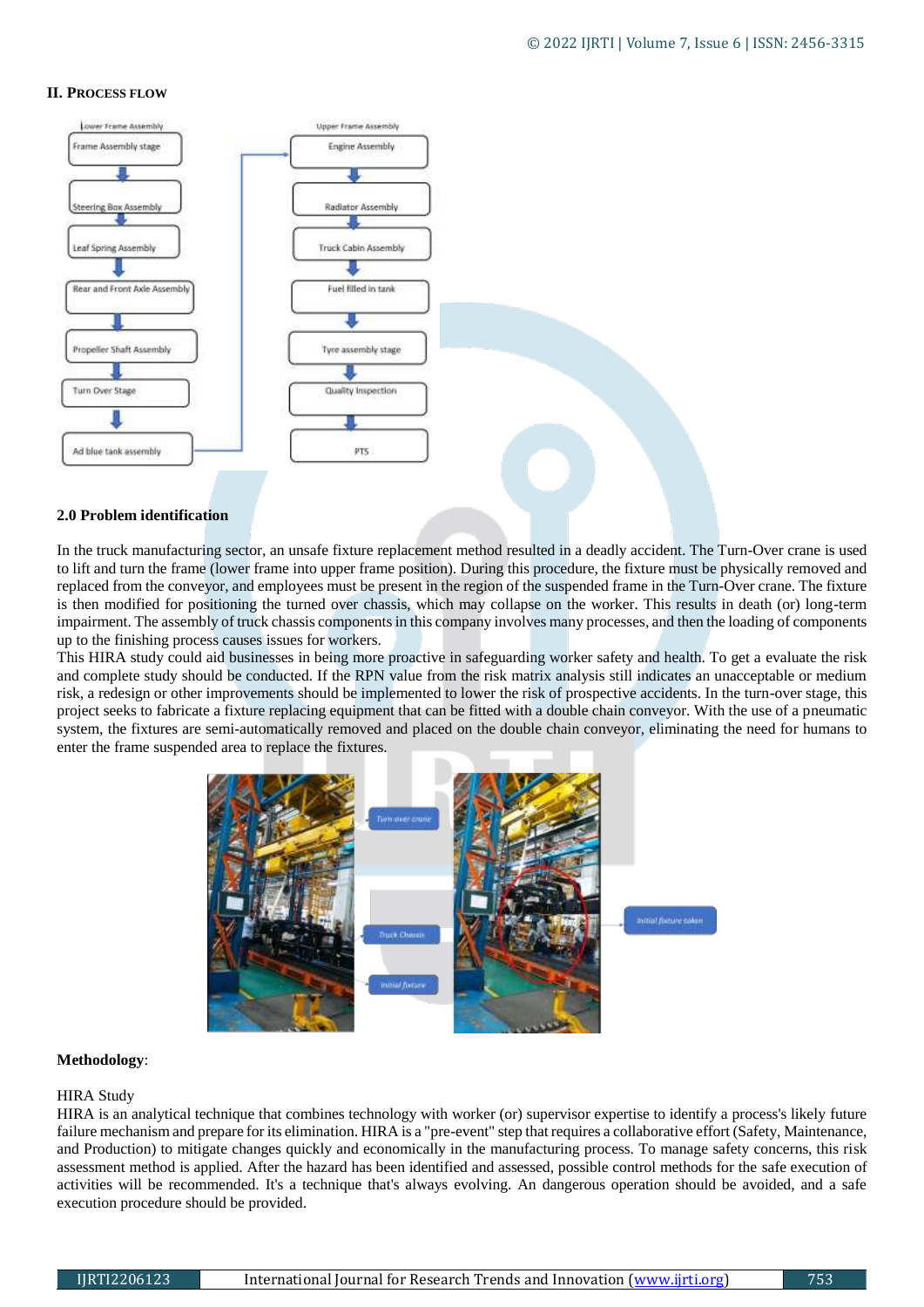## II. PROCESS FLOW

### 2.0 Problem identification

In the truck manufacturing sector, an unsafe fixture replacement method resulted in a deadly accident. The Turn-Over crane is used to lift and turn the frame (lower frame into upper frame position). During this procedure, the fixture must be physically removed and replaced from the conveyor, and employees must be present in the region of the suspended frame in the Turn-Over crane. The fixture is then modified for positioning the turned over chassis, which may collapse on the worker. This results in death (or) long-term impairment. The assembly of truck chassis components in this company involves many processes, and then the loading of components up to the finishing process causes issues for workers.

This HIRA study could aid businesses in being more proactive in safeguarding worker safety and health. To get a evaluate the risk and complete study should be conducted. If the RPN value from the risk matrix analysis still indicates an unacceptable or medium risk, a redesign or other improvements should be implemented to lower the risk of prospective accidents. In the turn-over stage, this project seeks to fabricate a fixture replacing equipment that can be fitted with a double chain conveyor. With the use of a pneumatic system, the fixtures are semi-automatically removed and placed on the double chain conveyor, eliminating the need for humans to enter the frame suspended area to replace the fixtures.

**Methodology**:

HIRA Study

HIRA is an analytical technique that combines technology with worker (or) supervisor expertise to identify a process's likely future failure mechanism and prepare for its elimination. HIRA is a "pre-event" step that requires a collaborative effort (Safety, Maintenance, and Production) to mitigate changes quickly and economically in the manufacturing process. To manage safety concerns, this risk assessment method is applied. After the hazard has been identified and assessed, possible control methods for the safe execution of activities will be recommended. It's a technique that's always evolving. An dangerous operation should be avoided, and a safe execution procedure should be provided.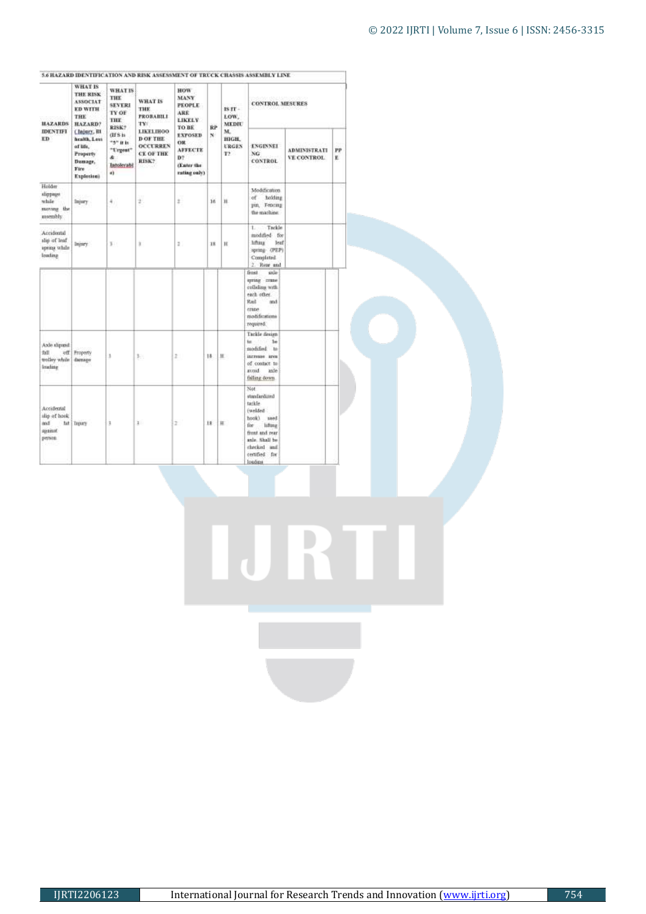5.6 HAZARD IDENTIFICATION AND RISK ASSESSMENT OF TRUCK CHASSIS ASSEMBLY LINE

| HAZARDS IDENTIFIED | WHAT IS THE RISK ASSOCIATED WITH THE HAZARD? (Injury, Ill health, Loss of life, Property Damage, Fire Explosion) | WHAT IS THE SEVERITY OF THE RISK? (If S is "5" it is "Urgent" & Intolerable) | WHAT IS THE PROBABILITY: LIKELIHOOD OF THE OCCURRENCE OF THE RISK? | HOW MANY PEOPLE ARE LIKELY TO BE EXPOSED OR AFFECTED? (Enter the rating only) | RPN | IS IT - LOW, MEDIUM, HIGH, URGENT? | CONTROL MESURES | | |
|---|---|---|---|---|---|---|---|---|---|
| | | | | | | | ENGINNEING CONTROL | ADMINISTRATIVE CONTROL | PPE |
| Holder slippage while moving the assembly | Injury | 4 | 2 | 2 | 16 | H | Modification of holding pin, Fencing the machine | | |
| Accidental slip of leaf spring while loading | Injury | 3 | 3 | 2 | 18 | H | 1. Tackle modified for lifting leaf spring (PEP) Completed 2. Rear and front axle spring crane colliding with each other. Rail and crane modifications required. | | |
| Axle slipped fall off trolley while loading | Property damage | 3 | 3 | 2 | 18 | H | Tackle design to be modified to increase area of contact to avoid axle falling down. | | |
| Accidental slip of hook and hit against person | Injury | 3 | 3 | 2 | 18 | H | Not standardized tackle (welded hook) used for lifting front and rear axle. Shall be checked and certified for loading | | |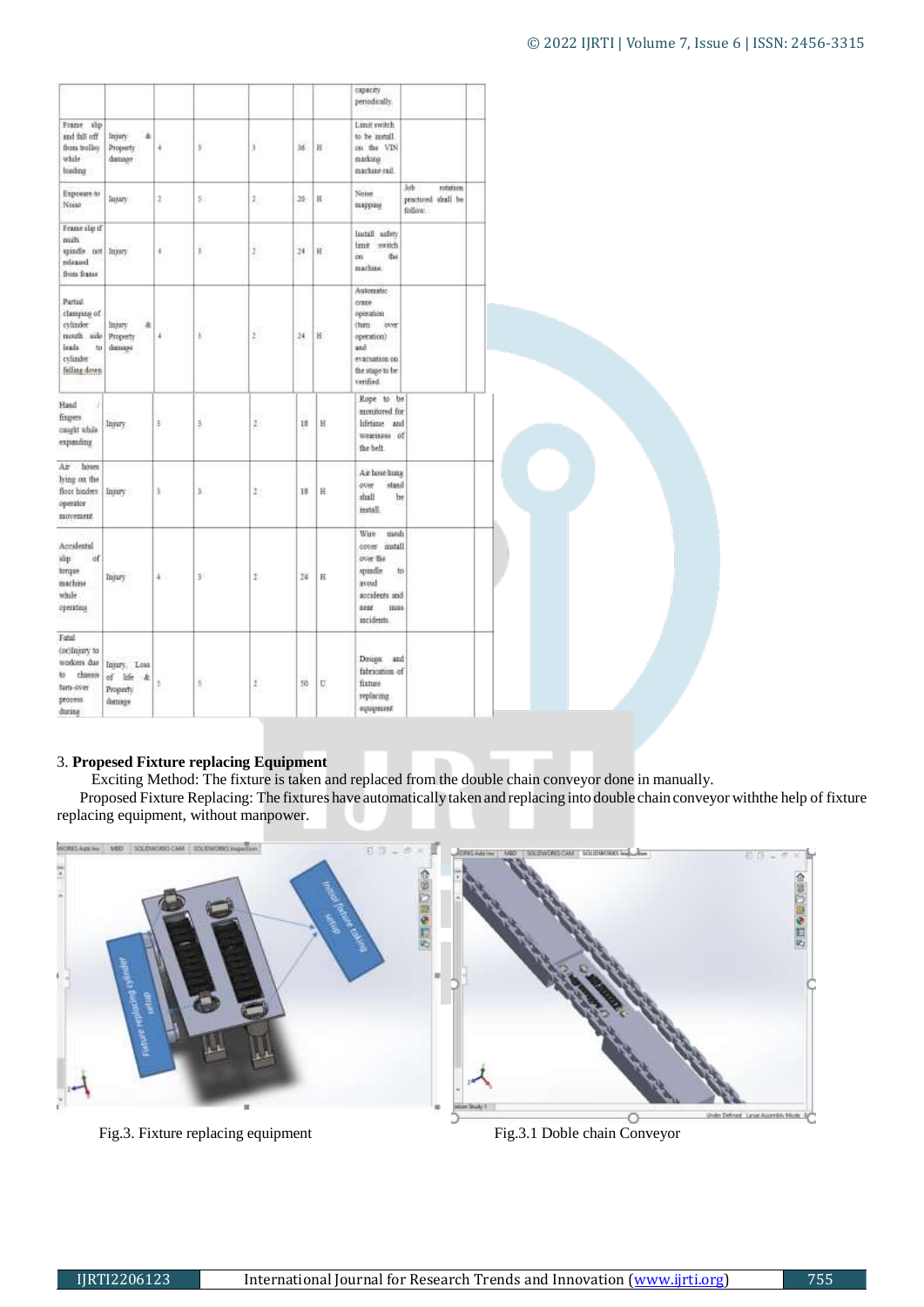| | | | | | | | capacity periodically. | |
|---|---|---|---|---|---|---|---|---|
| Frame slip and fall off from trolley while loading | Injury & Property damage | 4 | 3 | 3 | 36 | H | Limit switch to be install on the VIN marking machine rail. | |
| Exposure to Noise | Injury | 2 | 5 | 2 | 20 | H | Noise mapping | Job rotation practiced shall be follow. |
| Frame slip if multi spindle not released from frame | Injury | 4 | 3 | 2 | 24 | H | Install safety limit switch on the machine. | |
| Partial clamping of cylinder mouth axle leads to cylinder falling down | Injury & Property damage | 4 | 3 | 2 | 24 | H | Automatic crane operation (turn over operation) and evacuation on the stage to be verified | |
| Hand / fingers caught while expanding | Injury | 3 | 3 | 2 | 18 | H | Rope to be monitored for lifetime and weariness of the belt. | |
| Air hoses lying on the floor hinders operator movement | Injury | 3 | 3 | 2 | 18 | H | Air hose hung over stand shall be install. | |
| Accidental slip of torque machine while operating | Injury | 4 | 3 | 2 | 24 | H | Wire mesh cover install over the spindle to avoid accidents and near miss incidents. | |
| Fatal (or)Injury to workers due to chassis turn-over process during | Injury, Loss of life & Property damage | 5 | 5 | 2 | 50 | U | Design and fabrication of fixture replacing equipment | |

3. **Propesed Fixture replacing Equipment**

Exciting Method: The fixture is taken and replaced from the double chain conveyor done in manually.

Proposed Fixture Replacing: The fixtures have automatically taken and replacing into double chain conveyor withthe help of fixture replacing equipment, without manpower.

Fig.3. Fixture replacing equipment

Fig.3.1 Doble chain Conveyor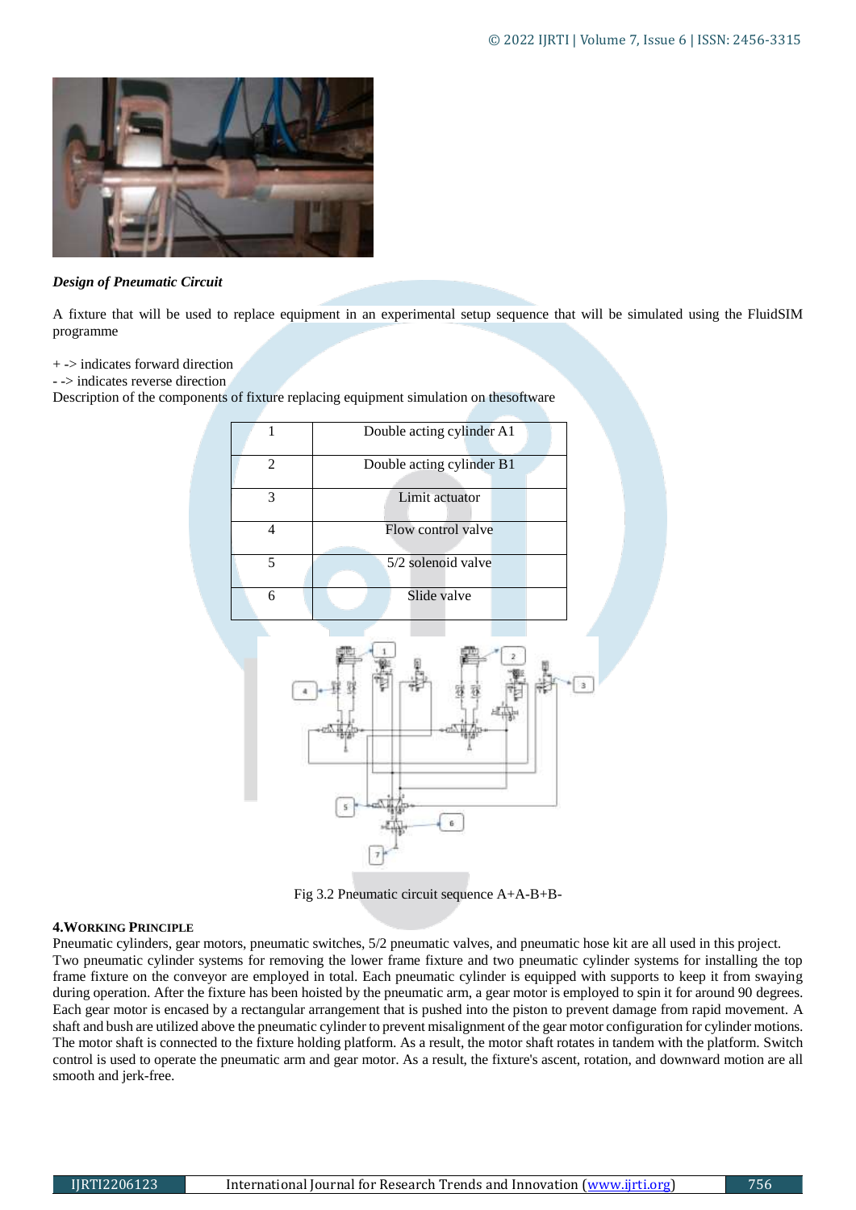*Design of Pneumatic Circuit*

A fixture that will be used to replace equipment in an experimental setup sequence that will be simulated using the FluidSIM programme

+ -> indicates forward direction
- -> indicates reverse direction
Description of the components of fixture replacing equipment simulation on thesoftware

| 1 | Double acting cylinder A1 |
|---|---|
| 2 | Double acting cylinder B1 |
| 3 | Limit actuator |
| 4 | Flow control valve |
| 5 | 5/2 solenoid valve |
| 6 | Slide valve |

Fig 3.2 Pneumatic circuit sequence A+A-B+B-

## 4.WORKING PRINCIPLE

Pneumatic cylinders, gear motors, pneumatic switches, 5/2 pneumatic valves, and pneumatic hose kit are all used in this project. Two pneumatic cylinder systems for removing the lower frame fixture and two pneumatic cylinder systems for installing the top frame fixture on the conveyor are employed in total. Each pneumatic cylinder is equipped with supports to keep it from swaying during operation. After the fixture has been hoisted by the pneumatic arm, a gear motor is employed to spin it for around 90 degrees. Each gear motor is encased by a rectangular arrangement that is pushed into the piston to prevent damage from rapid movement. A shaft and bush are utilized above the pneumatic cylinder to prevent misalignment of the gear motor configuration for cylinder motions. The motor shaft is connected to the fixture holding platform. As a result, the motor shaft rotates in tandem with the platform. Switch control is used to operate the pneumatic arm and gear motor. As a result, the fixture's ascent, rotation, and downward motion are all smooth and jerk-free.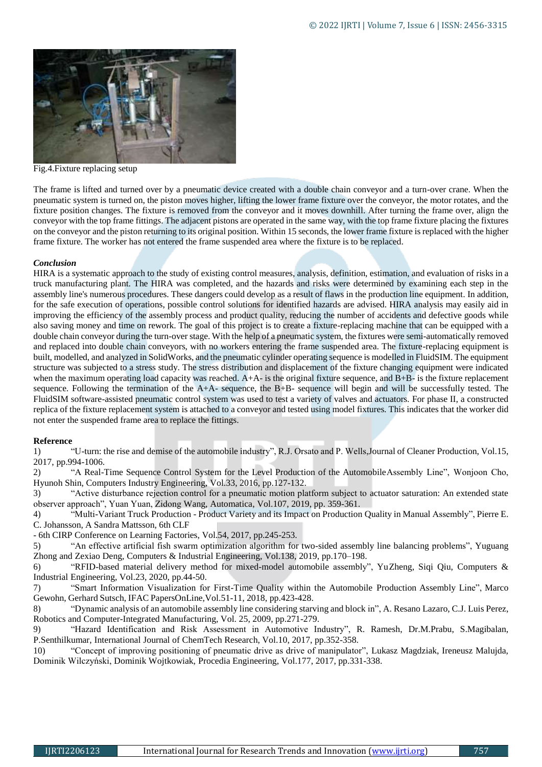Fig.4.Fixture replacing setup

The frame is lifted and turned over by a pneumatic device created with a double chain conveyor and a turn-over crane. When the pneumatic system is turned on, the piston moves higher, lifting the lower frame fixture over the conveyor, the motor rotates, and the fixture position changes. The fixture is removed from the conveyor and it moves downhill. After turning the frame over, align the conveyor with the top frame fittings. The adjacent pistons are operated in the same way, with the top frame fixture placing the fixtures on the conveyor and the piston returning to its original position. Within 15 seconds, the lower frame fixture is replaced with the higher frame fixture. The worker has not entered the frame suspended area where the fixture is to be replaced.

***Conclusion***

HIRA is a systematic approach to the study of existing control measures, analysis, definition, estimation, and evaluation of risks in a truck manufacturing plant. The HIRA was completed, and the hazards and risks were determined by examining each step in the assembly line's numerous procedures. These dangers could develop as a result of flaws in the production line equipment. In addition, for the safe execution of operations, possible control solutions for identified hazards are advised. HIRA analysis may easily aid in improving the efficiency of the assembly process and product quality, reducing the number of accidents and defective goods while also saving money and time on rework. The goal of this project is to create a fixture-replacing machine that can be equipped with a double chain conveyor during the turn-over stage. With the help of a pneumatic system, the fixtures were semi-automatically removed and replaced into double chain conveyors, with no workers entering the frame suspended area. The fixture-replacing equipment is built, modelled, and analyzed in SolidWorks, and the pneumatic cylinder operating sequence is modelled in FluidSIM. The equipment structure was subjected to a stress study. The stress distribution and displacement of the fixture changing equipment were indicated when the maximum operating load capacity was reached. A+A- is the original fixture sequence, and B+B- is the fixture replacement sequence. Following the termination of the A+A- sequence, the B+B- sequence will begin and will be successfully tested. The FluidSIM software-assisted pneumatic control system was used to test a variety of valves and actuators. For phase II, a constructed replica of the fixture replacement system is attached to a conveyor and tested using model fixtures. This indicates that the worker did not enter the suspended frame area to replace the fittings.

**Reference**

1) "U-turn: the rise and demise of the automobile industry", R.J. Orsato and P. Wells,Journal of Cleaner Production, Vol.15, 2017, pp.994-1006.
2) "A Real-Time Sequence Control System for the Level Production of the Automobile Assembly Line", Wonjoon Cho, Hyunoh Shin, Computers Industry Engineering, Vol.33, 2016, pp.127-132.
3) "Active disturbance rejection control for a pneumatic motion platform subject to actuator saturation: An extended state observer approach", Yuan Yuan, Zidong Wang, Automatica, Vol.107, 2019, pp. 359-361.
4) "Multi-Variant Truck Production - Product Variety and its Impact on Production Quality in Manual Assembly", Pierre E. C. Johansson, A Sandra Mattsson, 6th CLF - 6th CIRP Conference on Learning Factories, Vol.54, 2017, pp.245-253.
5) "An effective artificial fish swarm optimization algorithm for two-sided assembly line balancing problems", Yuguang Zhong and Zexiao Deng, Computers & Industrial Engineering, Vol.138, 2019, pp.170–198.
6) "RFID-based material delivery method for mixed-model automobile assembly", Yu Zheng, Siqi Qiu, Computers & Industrial Engineering, Vol.23, 2020, pp.44-50.
7) "Smart Information Visualization for First-Time Quality within the Automobile Production Assembly Line", Marco Gewohn, Gerhard Sutsch, IFAC PapersOnLine,Vol.51-11, 2018, pp.423-428.
8) "Dynamic analysis of an automobile assembly line considering starving and block in", A. Resano Lazaro, C.J. Luis Perez, Robotics and Computer-Integrated Manufacturing, Vol. 25, 2009, pp.271-279.
9) "Hazard Identification and Risk Assessment in Automotive Industry", R. Ramesh, Dr.M.Prabu, S.Magibalan, P.Senthilkumar, International Journal of ChemTech Research, Vol.10, 2017, pp.352-358.
10) "Concept of improving positioning of pneumatic drive as drive of manipulator", Lukasz Magdziak, Ireneusz Malujda, Dominik Wilczyński, Dominik Wojtkowiak, Procedia Engineering, Vol.177, 2017, pp.331-338.